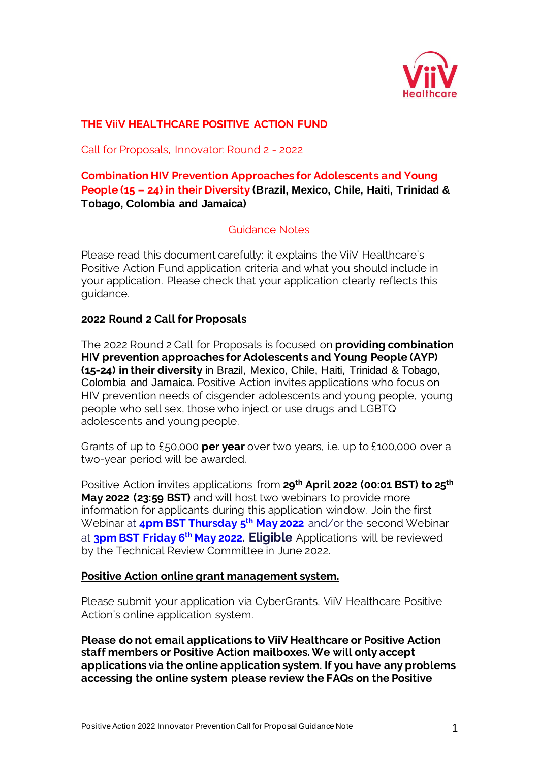# THE ViiV HEALTHCARE POSITIVE ACTION FUND

Call for Proposals, Innovator: Round 2 - 2022

## Combination HIV Prevention Approaches for Adolescents and Young People (15 – 24) in their Diversity (Brazil, Mexico, Chile, Haiti, Trinidad & Tobago, Colombia and Jamaica)

Guidance Notes

Please read this document carefully: it explains the ViiV Healthcare's Positive Action Fund application criteria and what you should include in your application. Please check that your application clearly reflects this guidance.

### 2022 Round 2 Call for Proposals

The 2022 Round 2 Call for Proposals is focused on **providing combination HIV prevention approaches for Adolescents and Young People (AYP) (15-24) in their diversity** in Brazil, Mexico, Chile, Haiti, Trinidad & Tobago, Colombia and Jamaica. Positive Action invites applications who focus on HIV prevention needs of cisgender adolescents and young people, young people who sell sex, those who inject or use drugs and LGBTQ adolescents and young people.

Grants of up to £50,000 **per year** over two years, i.e. up to £100,000 over a two-year period will be awarded.

Positive Action invites applications from **29th April 2022 (00:01 BST) to 25th May 2022 (23:59 BST)** and will host two webinars to provide more information for applicants during this application window. Join the first Webinar at **4pm BST Thursday 5th May 2022** and/or the second Webinar at **3pm BST Friday 6th May 2022**. **Eligible** Applications will be reviewed by the Technical Review Committee in June 2022.

### Positive Action online grant management system.

Please submit your application via CyberGrants, ViiV Healthcare Positive Action's online application system.

**Please do not email applications to ViiV Healthcare or Positive Action staff members or Positive Action mailboxes. We will only accept applications via the online application system. If you have any problems accessing the online system please review the FAQs on the Positive**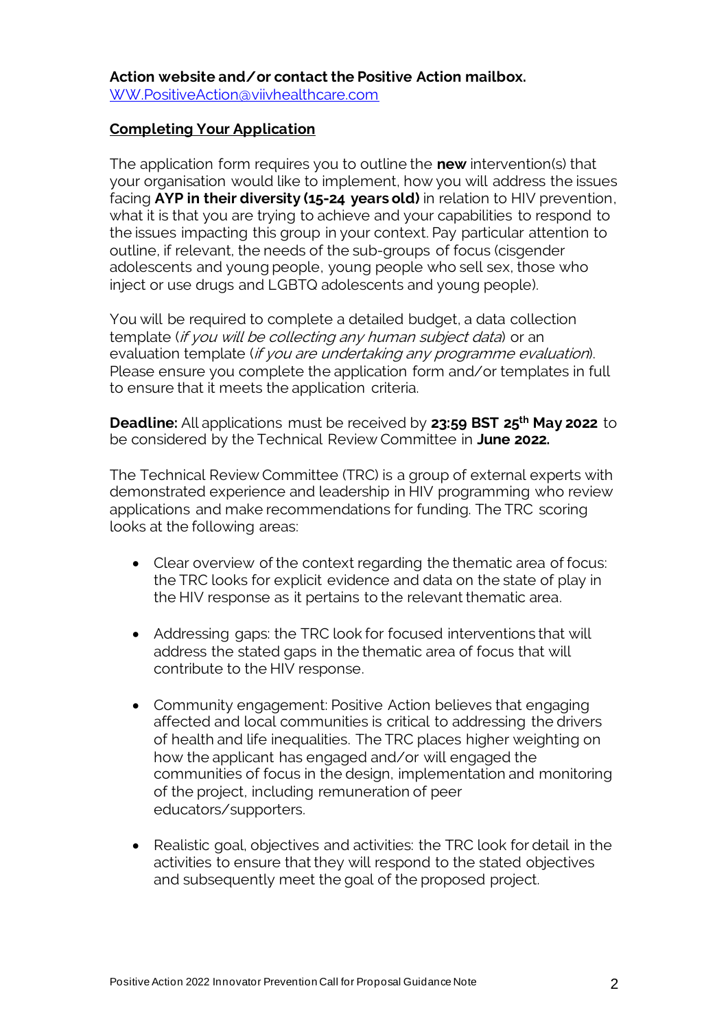**Action website and/or contact the Positive Action mailbox.**
WW.PositiveAction@viivhealthcare.com

## Completing Your Application

The application form requires you to outline the **new** intervention(s) that your organisation would like to implement, how you will address the issues facing **AYP in their diversity (15-24 years old)** in relation to HIV prevention, what it is that you are trying to achieve and your capabilities to respond to the issues impacting this group in your context. Pay particular attention to outline, if relevant, the needs of the sub-groups of focus (cisgender adolescents and young people, young people who sell sex, those who inject or use drugs and LGBTQ adolescents and young people).

You will be required to complete a detailed budget, a data collection template (*if you will be collecting any human subject data*) or an evaluation template (*if you are undertaking any programme evaluation*). Please ensure you complete the application form and/or templates in full to ensure that it meets the application criteria.

**Deadline:** All applications must be received by **23:59 BST 25th May 2022** to be considered by the Technical Review Committee in **June 2022.**

The Technical Review Committee (TRC) is a group of external experts with demonstrated experience and leadership in HIV programming who review applications and make recommendations for funding. The TRC scoring looks at the following areas:

- Clear overview of the context regarding the thematic area of focus: the TRC looks for explicit evidence and data on the state of play in the HIV response as it pertains to the relevant thematic area.
- Addressing gaps: the TRC look for focused interventions that will address the stated gaps in the thematic area of focus that will contribute to the HIV response.
- Community engagement: Positive Action believes that engaging affected and local communities is critical to addressing the drivers of health and life inequalities. The TRC places higher weighting on how the applicant has engaged and/or will engaged the communities of focus in the design, implementation and monitoring of the project, including remuneration of peer educators/supporters.
- Realistic goal, objectives and activities: the TRC look for detail in the activities to ensure that they will respond to the stated objectives and subsequently meet the goal of the proposed project.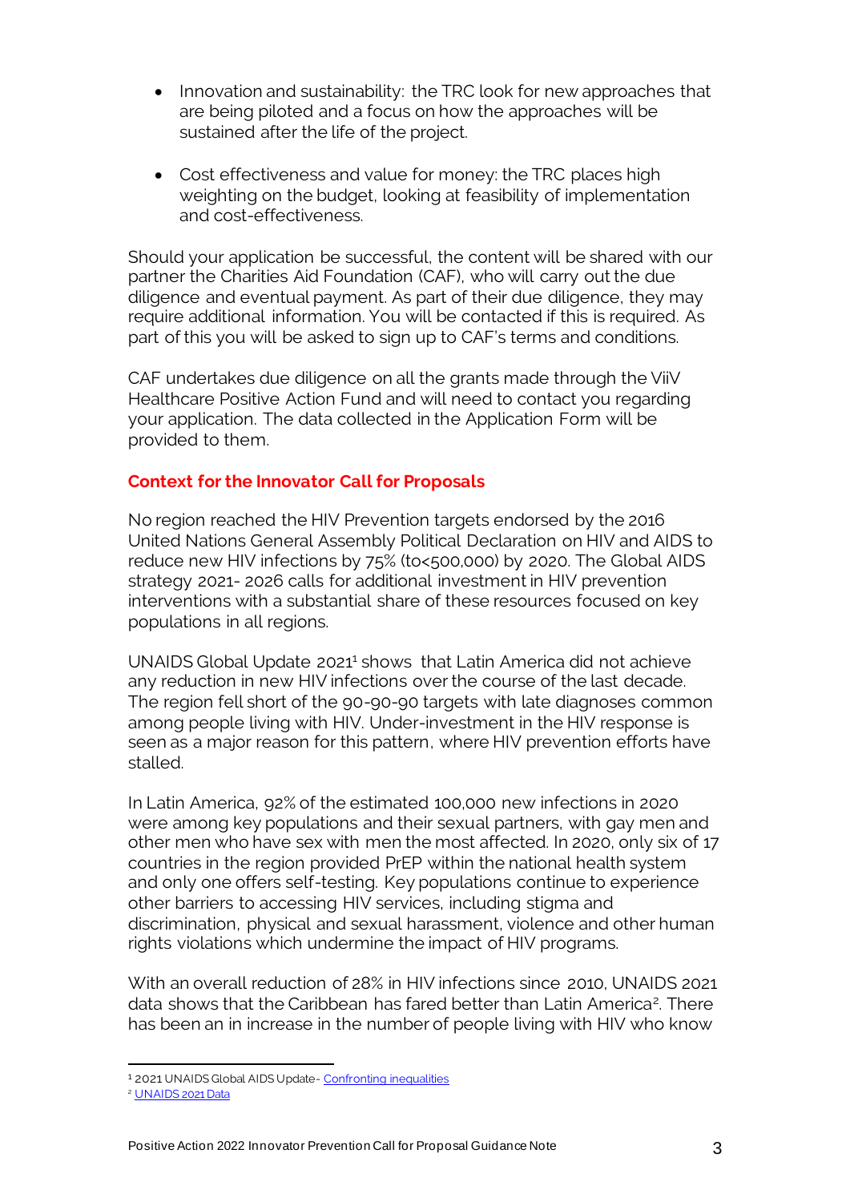- Innovation and sustainability: the TRC look for new approaches that are being piloted and a focus on how the approaches will be sustained after the life of the project.

- Cost effectiveness and value for money: the TRC places high weighting on the budget, looking at feasibility of implementation and cost-effectiveness.

Should your application be successful, the content will be shared with our partner the Charities Aid Foundation (CAF), who will carry out the due diligence and eventual payment. As part of their due diligence, they may require additional information. You will be contacted if this is required. As part of this you will be asked to sign up to CAF's terms and conditions.

CAF undertakes due diligence on all the grants made through the ViiV Healthcare Positive Action Fund and will need to contact you regarding your application. The data collected in the Application Form will be provided to them.

## Context for the Innovator Call for Proposals

No region reached the HIV Prevention targets endorsed by the 2016 United Nations General Assembly Political Declaration on HIV and AIDS to reduce new HIV infections by 75% (to<500,000) by 2020. The Global AIDS strategy 2021- 2026 calls for additional investment in HIV prevention interventions with a substantial share of these resources focused on key populations in all regions.

UNAIDS Global Update 2021[1] shows that Latin America did not achieve any reduction in new HIV infections over the course of the last decade. The region fell short of the 90-90-90 targets with late diagnoses common among people living with HIV. Under-investment in the HIV response is seen as a major reason for this pattern, where HIV prevention efforts have stalled.

In Latin America, 92% of the estimated 100,000 new infections in 2020 were among key populations and their sexual partners, with gay men and other men who have sex with men the most affected. In 2020, only six of 17 countries in the region provided PrEP within the national health system and only one offers self-testing. Key populations continue to experience other barriers to accessing HIV services, including stigma and discrimination, physical and sexual harassment, violence and other human rights violations which undermine the impact of HIV programs.

With an overall reduction of 28% in HIV infections since 2010, UNAIDS 2021 data shows that the Caribbean has fared better than Latin America[2]. There has been an in increase in the number of people living with HIV who know

---

[1] 2021 UNAIDS Global AIDS Update- Confronting inequalities

[2] UNAIDS 2021 Data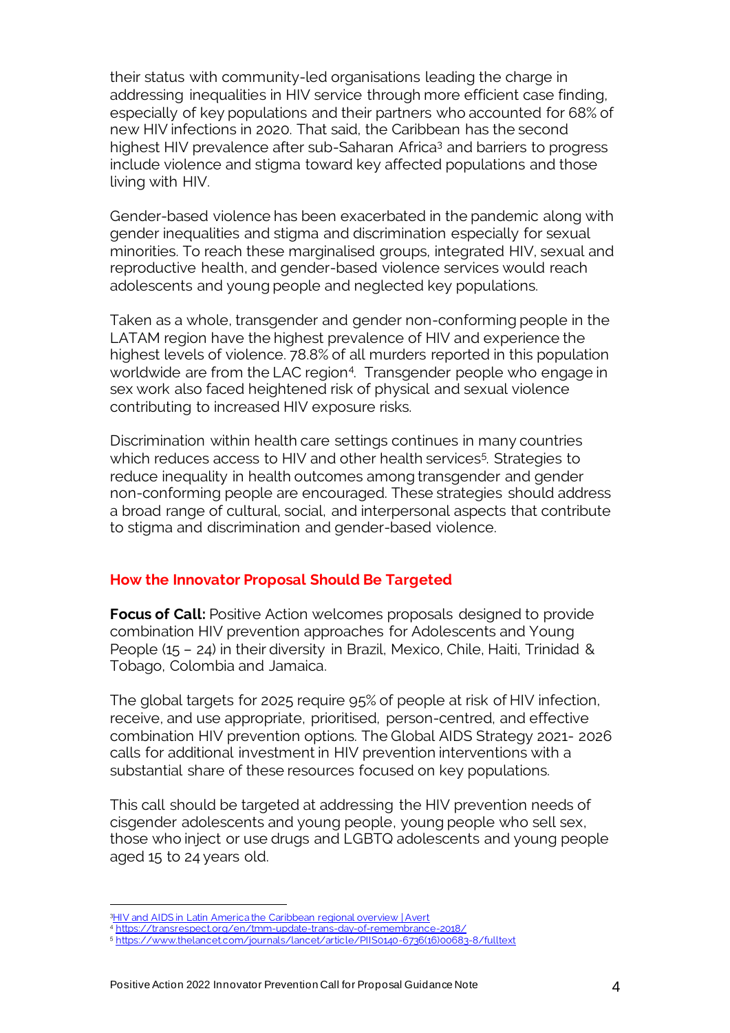their status with community-led organisations leading the charge in addressing inequalities in HIV service through more efficient case finding, especially of key populations and their partners who accounted for 68% of new HIV infections in 2020. That said, the Caribbean has the second highest HIV prevalence after sub-Saharan Africa[3] and barriers to progress include violence and stigma toward key affected populations and those living with HIV.

Gender-based violence has been exacerbated in the pandemic along with gender inequalities and stigma and discrimination especially for sexual minorities. To reach these marginalised groups, integrated HIV, sexual and reproductive health, and gender-based violence services would reach adolescents and young people and neglected key populations.

Taken as a whole, transgender and gender non-conforming people in the LATAM region have the highest prevalence of HIV and experience the highest levels of violence. 78.8% of all murders reported in this population worldwide are from the LAC region[4]. Transgender people who engage in sex work also faced heightened risk of physical and sexual violence contributing to increased HIV exposure risks.

Discrimination within health care settings continues in many countries which reduces access to HIV and other health services[5]. Strategies to reduce inequality in health outcomes among transgender and gender non-conforming people are encouraged. These strategies should address a broad range of cultural, social, and interpersonal aspects that contribute to stigma and discrimination and gender-based violence.

## How the Innovator Proposal Should Be Targeted

**Focus of Call:** Positive Action welcomes proposals designed to provide combination HIV prevention approaches for Adolescents and Young People (15 – 24) in their diversity in Brazil, Mexico, Chile, Haiti, Trinidad & Tobago, Colombia and Jamaica.

The global targets for 2025 require 95% of people at risk of HIV infection, receive, and use appropriate, prioritised, person-centred, and effective combination HIV prevention options. The Global AIDS Strategy 2021- 2026 calls for additional investment in HIV prevention interventions with a substantial share of these resources focused on key populations.

This call should be targeted at addressing the HIV prevention needs of cisgender adolescents and young people, young people who sell sex, those who inject or use drugs and LGBTQ adolescents and young people aged 15 to 24 years old.

---

[3] HIV and AIDS in Latin America the Caribbean regional overview | Avert

[4] https://transrespect.org/en/tmm-update-trans-day-of-remembrance-2018/

[5] https://www.thelancet.com/journals/lancet/article/PIIS0140-6736(16)00683-8/fulltext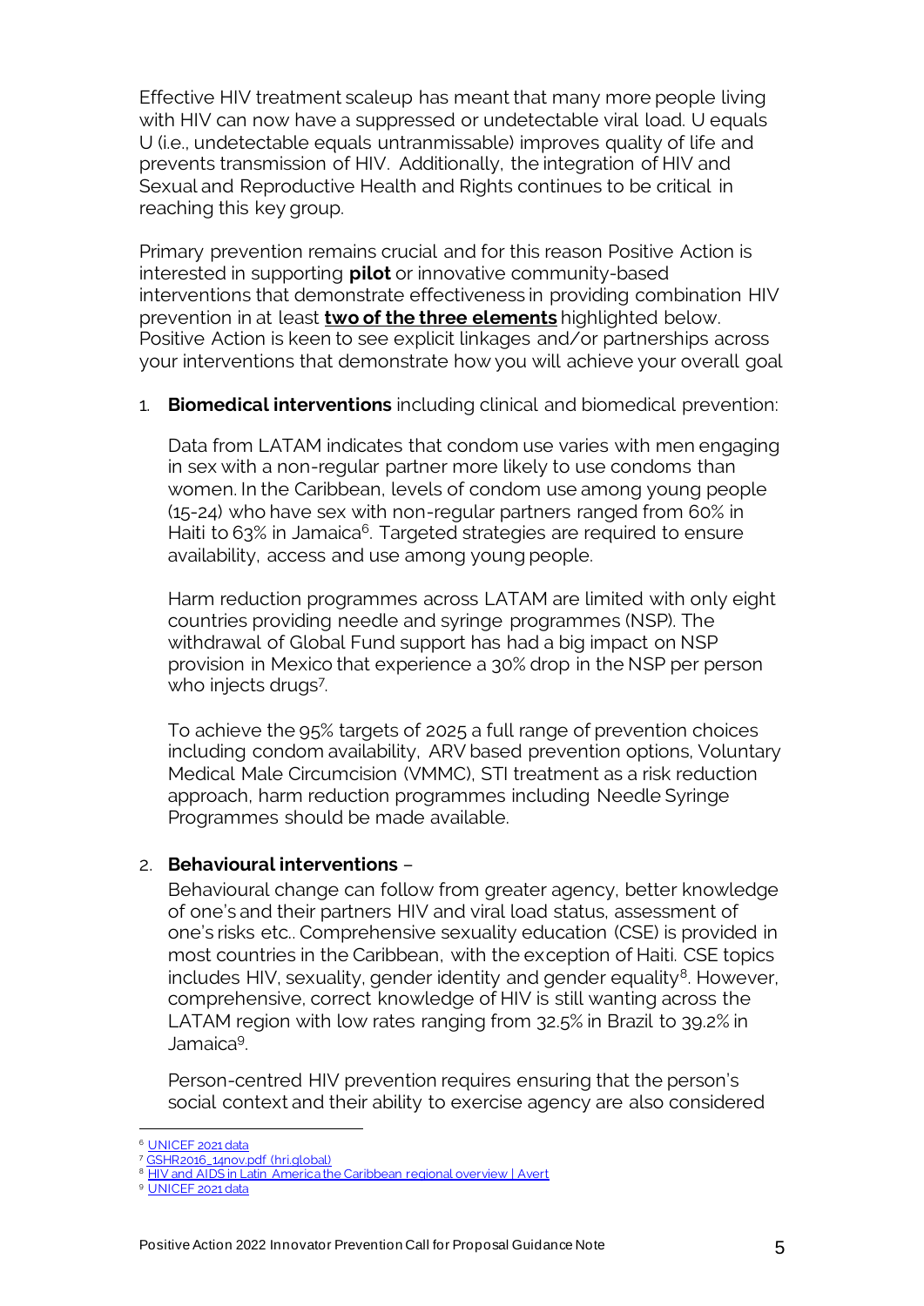Effective HIV treatment scaleup has meant that many more people living with HIV can now have a suppressed or undetectable viral load. U equals U (i.e., undetectable equals untransmissable) improves quality of life and prevents transmission of HIV. Additionally, the integration of HIV and Sexual and Reproductive Health and Rights continues to be critical in reaching this key group.

Primary prevention remains crucial and for this reason Positive Action is interested in supporting **pilot** or innovative community-based interventions that demonstrate effectiveness in providing combination HIV prevention in at least <u>**two of the three elements**</u> highlighted below. Positive Action is keen to see explicit linkages and/or partnerships across your interventions that demonstrate how you will achieve your overall goal

1. **Biomedical interventions** including clinical and biomedical prevention:

   Data from LATAM indicates that condom use varies with men engaging in sex with a non-regular partner more likely to use condoms than women. In the Caribbean, levels of condom use among young people (15-24) who have sex with non-regular partners ranged from 60% in Haiti to 63% in Jamaica[6]. Targeted strategies are required to ensure availability, access and use among young people.

   Harm reduction programmes across LATAM are limited with only eight countries providing needle and syringe programmes (NSP). The withdrawal of Global Fund support has had a big impact on NSP provision in Mexico that experience a 30% drop in the NSP per person who injects drugs[7].

   To achieve the 95% targets of 2025 a full range of prevention choices including condom availability, ARV based prevention options, Voluntary Medical Male Circumcision (VMMC), STI treatment as a risk reduction approach, harm reduction programmes including Needle Syringe Programmes should be made available.

2. **Behavioural interventions** –

   Behavioural change can follow from greater agency, better knowledge of one's and their partners HIV and viral load status, assessment of one's risks etc.. Comprehensive sexuality education (CSE) is provided in most countries in the Caribbean, with the exception of Haiti. CSE topics includes HIV, sexuality, gender identity and gender equality[8]. However, comprehensive, correct knowledge of HIV is still wanting across the LATAM region with low rates ranging from 32.5% in Brazil to 39.2% in Jamaica[9].

   Person-centred HIV prevention requires ensuring that the person's social context and their ability to exercise agency are also considered

---

[6] UNICEF 2021 data

[7] GSHR2016_14nov.pdf (hri.global)

[8] HIV and AIDS in Latin America the Caribbean regional overview | Avert

[9] UNICEF 2021 data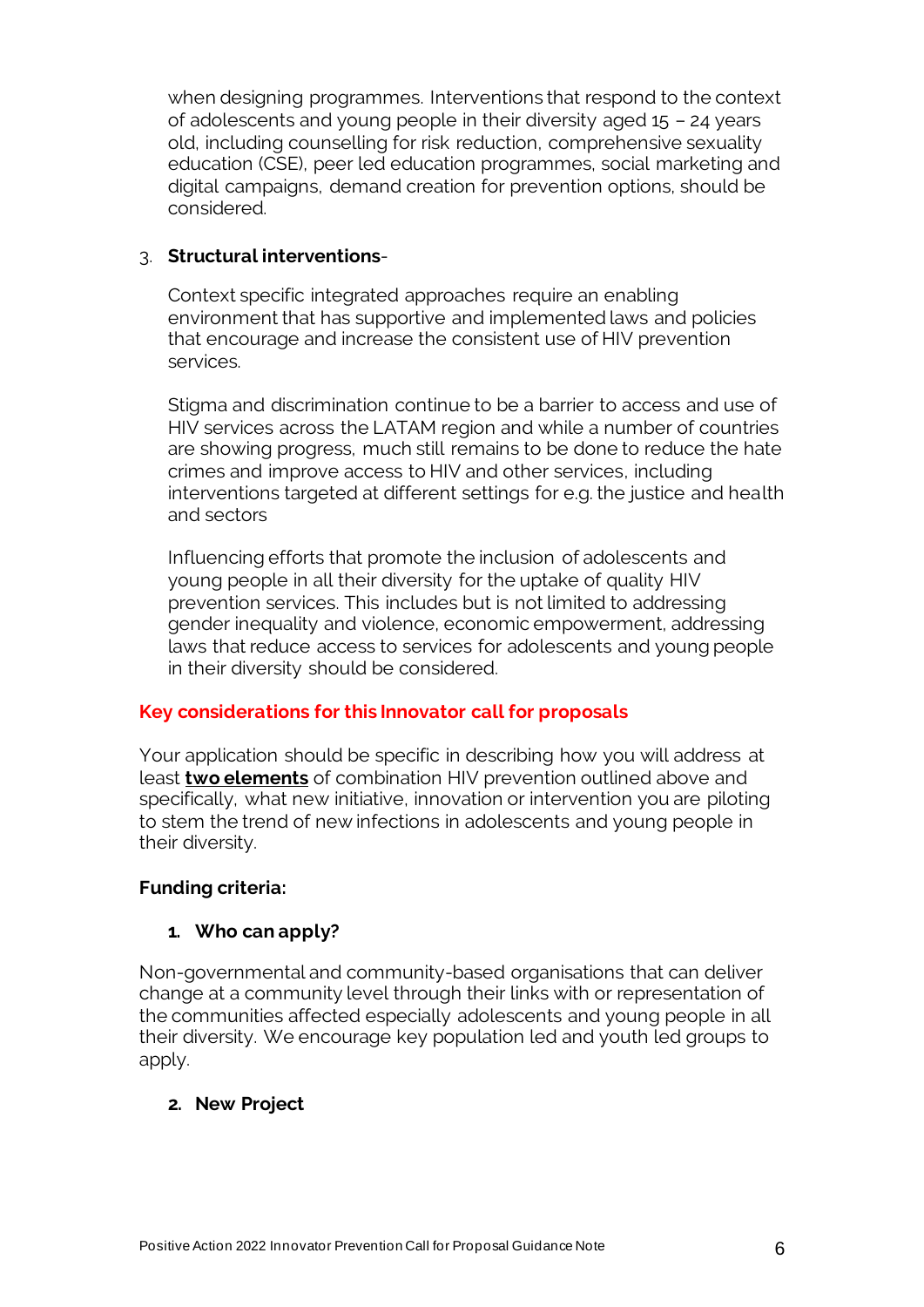when designing programmes. Interventions that respond to the context of adolescents and young people in their diversity aged 15 – 24 years old, including counselling for risk reduction, comprehensive sexuality education (CSE), peer led education programmes, social marketing and digital campaigns, demand creation for prevention options, should be considered.

3. **Structural interventions**-

   Context specific integrated approaches require an enabling environment that has supportive and implemented laws and policies that encourage and increase the consistent use of HIV prevention services.

   Stigma and discrimination continue to be a barrier to access and use of HIV services across the LATAM region and while a number of countries are showing progress, much still remains to be done to reduce the hate crimes and improve access to HIV and other services, including interventions targeted at different settings for e.g. the justice and health and sectors

   Influencing efforts that promote the inclusion of adolescents and young people in all their diversity for the uptake of quality HIV prevention services. This includes but is not limited to addressing gender inequality and violence, economic empowerment, addressing laws that reduce access to services for adolescents and young people in their diversity should be considered.

## Key considerations for this Innovator call for proposals

Your application should be specific in describing how you will address at least **two elements** of combination HIV prevention outlined above and specifically, what new initiative, innovation or intervention you are piloting to stem the trend of new infections in adolescents and young people in their diversity.

**Funding criteria:**

1. **Who can apply?**

Non-governmental and community-based organisations that can deliver change at a community level through their links with or representation of the communities affected especially adolescents and young people in all their diversity. We encourage key population led and youth led groups to apply.

2. **New Project**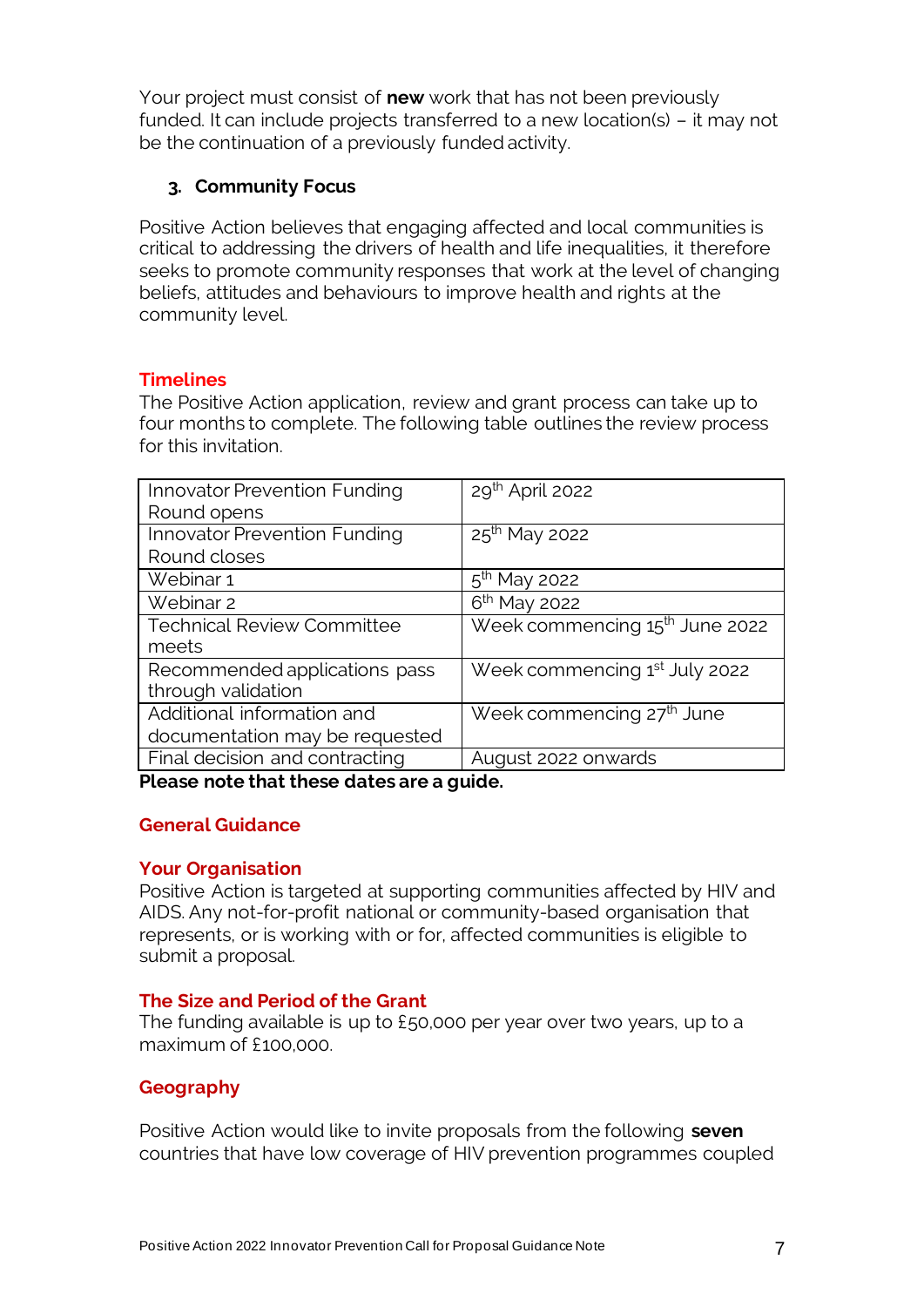Your project must consist of **new** work that has not been previously funded. It can include projects transferred to a new location(s) – it may not be the continuation of a previously funded activity.

### 3. Community Focus

Positive Action believes that engaging affected and local communities is critical to addressing the drivers of health and life inequalities, it therefore seeks to promote community responses that work at the level of changing beliefs, attitudes and behaviours to improve health and rights at the community level.

## Timelines

The Positive Action application, review and grant process can take up to four months to complete. The following table outlines the review process for this invitation.

| | |
|---|---|
| Innovator Prevention Funding Round opens | 29th April 2022 |
| Innovator Prevention Funding Round closes | 25th May 2022 |
| Webinar 1 | 5th May 2022 |
| Webinar 2 | 6th May 2022 |
| Technical Review Committee meets | Week commencing 15th June 2022 |
| Recommended applications pass through validation | Week commencing 1st July 2022 |
| Additional information and documentation may be requested | Week commencing 27th June |
| Final decision and contracting | August 2022 onwards |

**Please note that these dates are a guide.**

## General Guidance

## Your Organisation

Positive Action is targeted at supporting communities affected by HIV and AIDS. Any not-for-profit national or community-based organisation that represents, or is working with or for, affected communities is eligible to submit a proposal.

## The Size and Period of the Grant

The funding available is up to £50,000 per year over two years, up to a maximum of £100,000.

## Geography

Positive Action would like to invite proposals from the following **seven** countries that have low coverage of HIV prevention programmes coupled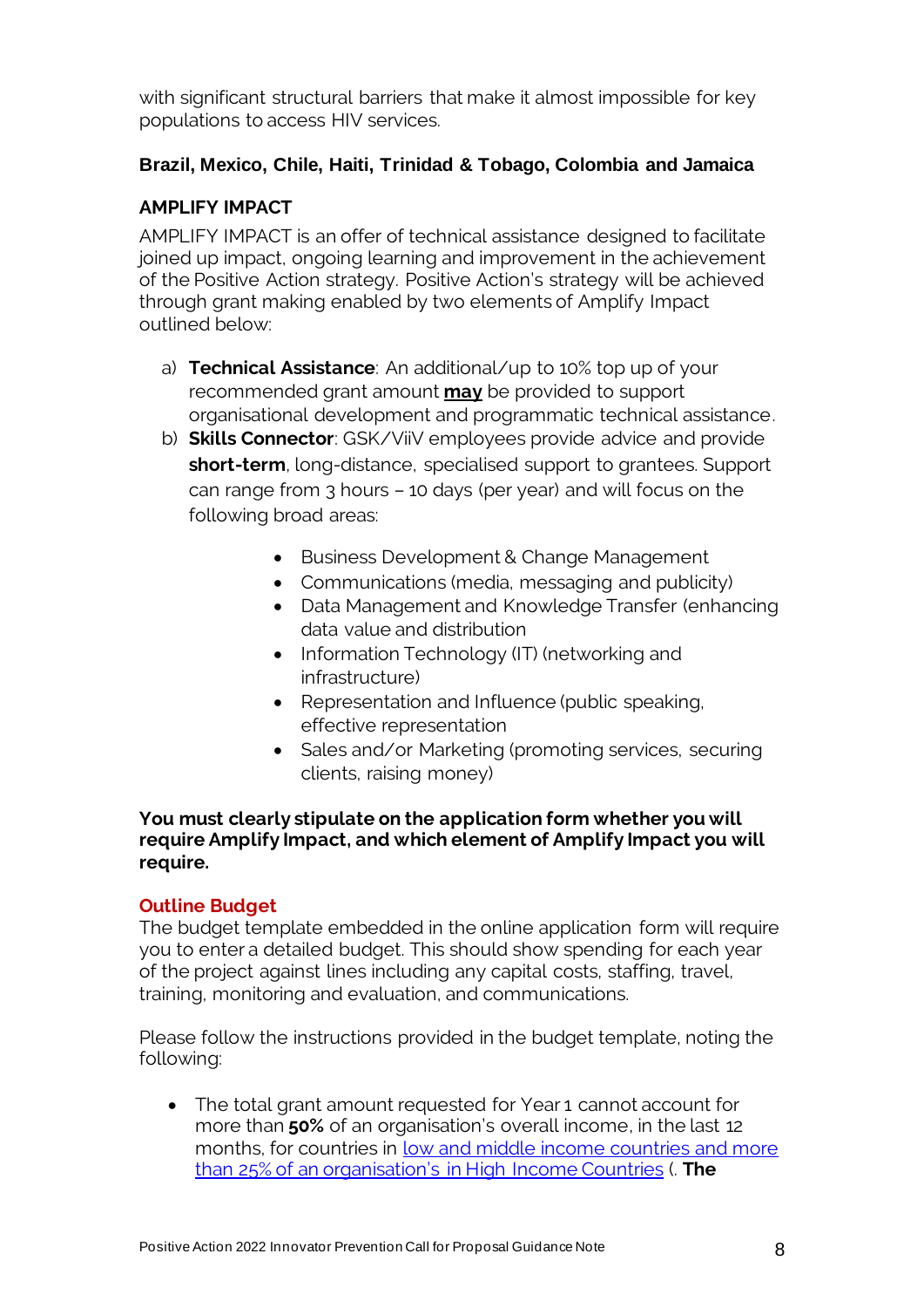with significant structural barriers that make it almost impossible for key populations to access HIV services.

**Brazil, Mexico, Chile, Haiti, Trinidad & Tobago, Colombia and Jamaica**

**AMPLIFY IMPACT**

AMPLIFY IMPACT is an offer of technical assistance designed to facilitate joined up impact, ongoing learning and improvement in the achievement of the Positive Action strategy. Positive Action's strategy will be achieved through grant making enabled by two elements of Amplify Impact outlined below:

a) **Technical Assistance**: An additional/up to 10% top up of your recommended grant amount **may** be provided to support organisational development and programmatic technical assistance.
b) **Skills Connector**: GSK/ViiV employees provide advice and provide **short-term**, long-distance, specialised support to grantees. Support can range from 3 hours – 10 days (per year) and will focus on the following broad areas:
   - Business Development & Change Management
   - Communications (media, messaging and publicity)
   - Data Management and Knowledge Transfer (enhancing data value and distribution
   - Information Technology (IT) (networking and infrastructure)
   - Representation and Influence (public speaking, effective representation
   - Sales and/or Marketing (promoting services, securing clients, raising money)

**You must clearly stipulate on the application form whether you will require Amplify Impact, and which element of Amplify Impact you will require.**

## Outline Budget

The budget template embedded in the online application form will require you to enter a detailed budget. This should show spending for each year of the project against lines including any capital costs, staffing, travel, training, monitoring and evaluation, and communications.

Please follow the instructions provided in the budget template, noting the following:

- The total grant amount requested for Year 1 cannot account for more than **50%** of an organisation's overall income, in the last 12 months, for countries in low and middle income countries and more than 25% of an organisation's in High Income Countries (. **The**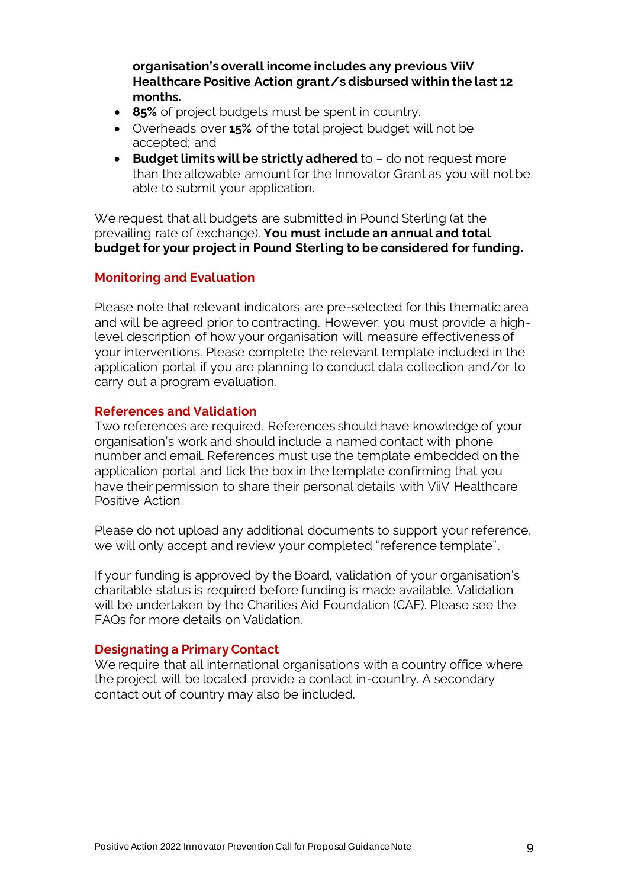**organisation's overall income includes any previous ViiV Healthcare Positive Action grant/s disbursed within the last 12 months.**

- **85%** of project budgets must be spent in country.
- Overheads over **15%** of the total project budget will not be accepted; and
- **Budget limits will be strictly adhered** to – do not request more than the allowable amount for the Innovator Grant as you will not be able to submit your application.

We request that all budgets are submitted in Pound Sterling (at the prevailing rate of exchange). **You must include an annual and total budget for your project in Pound Sterling to be considered for funding.**

### Monitoring and Evaluation

Please note that relevant indicators are pre-selected for this thematic area and will be agreed prior to contracting. However, you must provide a high-level description of how your organisation will measure effectiveness of your interventions. Please complete the relevant template included in the application portal if you are planning to conduct data collection and/or to carry out a program evaluation.

### References and Validation

Two references are required. References should have knowledge of your organisation's work and should include a named contact with phone number and email. References must use the template embedded on the application portal and tick the box in the template confirming that you have their permission to share their personal details with ViiV Healthcare Positive Action.

Please do not upload any additional documents to support your reference, we will only accept and review your completed "reference template".

If your funding is approved by the Board, validation of your organisation's charitable status is required before funding is made available. Validation will be undertaken by the Charities Aid Foundation (CAF). Please see the FAQs for more details on Validation.

### Designating a Primary Contact

We require that all international organisations with a country office where the project will be located provide a contact in-country. A secondary contact out of country may also be included.